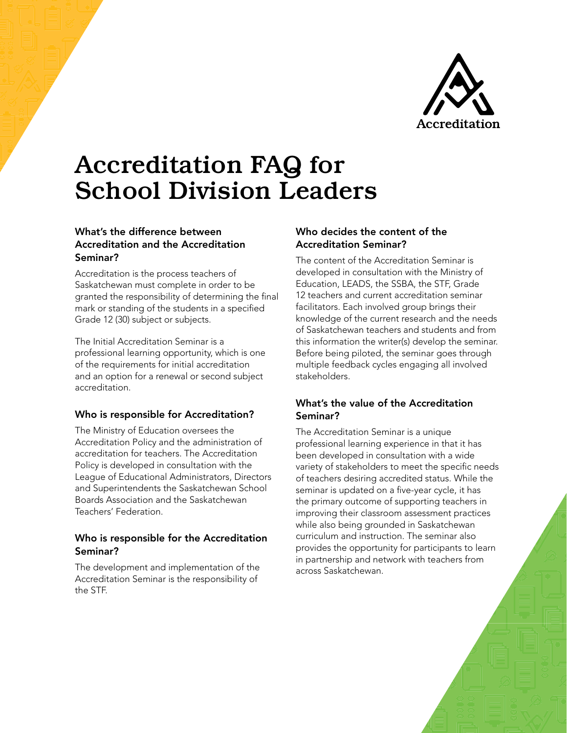Accreditation

# Accreditation FAQ for School Division Leaders

### What's the difference between Accreditation and the Accreditation Seminar?

Accreditation is the process teachers of Saskatchewan must complete in order to be granted the responsibility of determining the final mark or standing of the students in a specified Grade 12 (30) subject or subjects.

The Initial Accreditation Seminar is a professional learning opportunity, which is one of the requirements for initial accreditation and an option for a renewal or second subject accreditation.

### Who is responsible for Accreditation?

The Ministry of Education oversees the Accreditation Policy and the administration of accreditation for teachers. The Accreditation Policy is developed in consultation with the League of Educational Administrators, Directors and Superintendents the Saskatchewan School Boards Association and the Saskatchewan Teachers' Federation.

### Who is responsible for the Accreditation Seminar?

The development and implementation of the Accreditation Seminar is the responsibility of the STF.

### Who decides the content of the Accreditation Seminar?

The content of the Accreditation Seminar is developed in consultation with the Ministry of Education, LEADS, the SSBA, the STF, Grade 12 teachers and current accreditation seminar facilitators. Each involved group brings their knowledge of the current research and the needs of Saskatchewan teachers and students and from this information the writer(s) develop the seminar. Before being piloted, the seminar goes through multiple feedback cycles engaging all involved stakeholders.

### What's the value of the Accreditation Seminar?

The Accreditation Seminar is a unique professional learning experience in that it has been developed in consultation with a wide variety of stakeholders to meet the specific needs of teachers desiring accredited status. While the seminar is updated on a five-year cycle, it has the primary outcome of supporting teachers in improving their classroom assessment practices while also being grounded in Saskatchewan curriculum and instruction. The seminar also provides the opportunity for participants to learn in partnership and network with teachers from across Saskatchewan.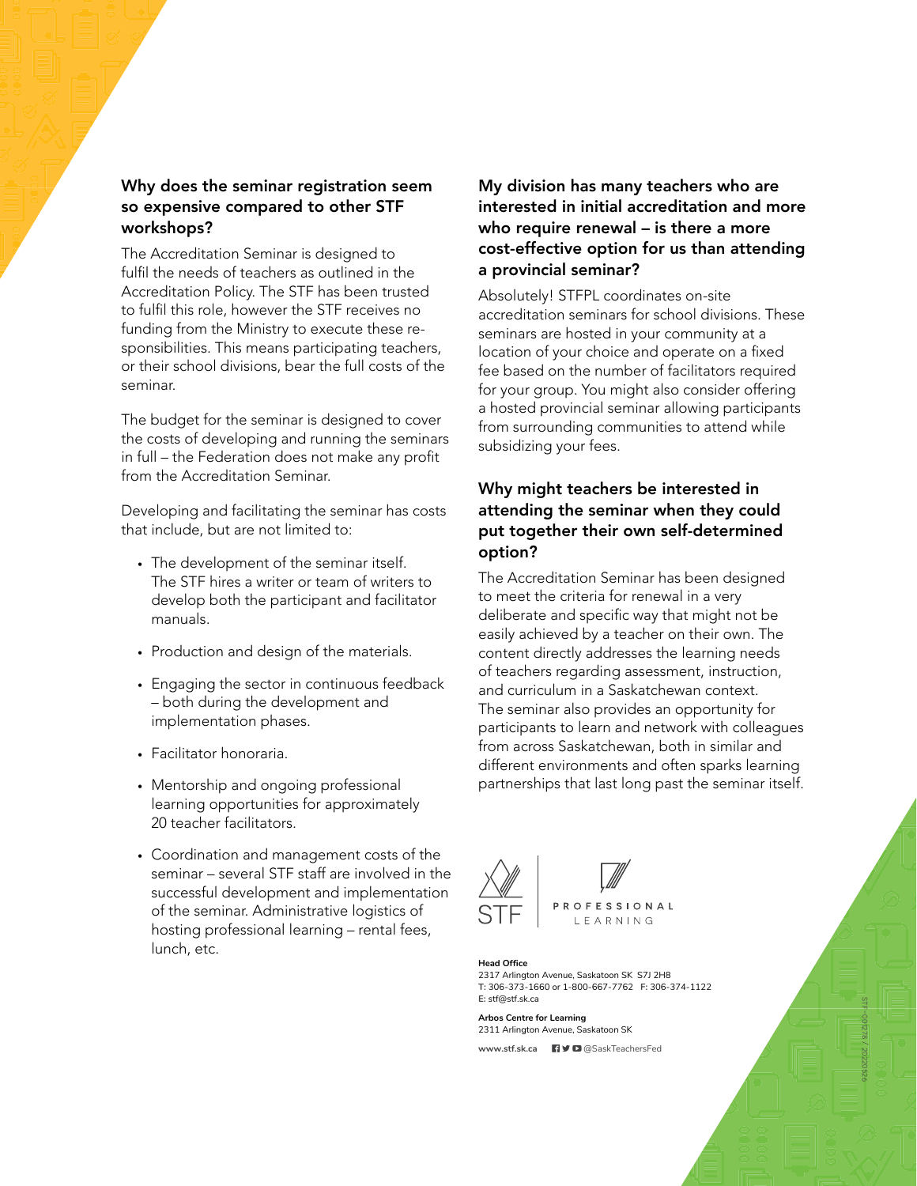### Why does the seminar registration seem so expensive compared to other STF workshops?

The Accreditation Seminar is designed to fulfil the needs of teachers as outlined in the Accreditation Policy. The STF has been trusted to fulfil this role, however the STF receives no funding from the Ministry to execute these responsibilities. This means participating teachers, or their school divisions, bear the full costs of the seminar.

The budget for the seminar is designed to cover the costs of developing and running the seminars in full – the Federation does not make any profit from the Accreditation Seminar.

Developing and facilitating the seminar has costs that include, but are not limited to:

- The development of the seminar itself. The STF hires a writer or team of writers to develop both the participant and facilitator manuals.
- Production and design of the materials.
- Engaging the sector in continuous feedback – both during the development and implementation phases.
- Facilitator honoraria.
- Mentorship and ongoing professional learning opportunities for approximately 20 teacher facilitators.
- Coordination and management costs of the seminar – several STF staff are involved in the successful development and implementation of the seminar. Administrative logistics of hosting professional learning – rental fees, lunch, etc.

### My division has many teachers who are interested in initial accreditation and more who require renewal – is there a more cost-effective option for us than attending a provincial seminar?

Absolutely! STFPL coordinates on-site accreditation seminars for school divisions. These seminars are hosted in your community at a location of your choice and operate on a fixed fee based on the number of facilitators required for your group. You might also consider offering a hosted provincial seminar allowing participants from surrounding communities to attend while subsidizing your fees.

### Why might teachers be interested in attending the seminar when they could put together their own self-determined option?

The Accreditation Seminar has been designed to meet the criteria for renewal in a very deliberate and specific way that might not be easily achieved by a teacher on their own. The content directly addresses the learning needs of teachers regarding assessment, instruction, and curriculum in a Saskatchewan context. The seminar also provides an opportunity for participants to learn and network with colleagues from across Saskatchewan, both in similar and different environments and often sparks learning partnerships that last long past the seminar itself.

STF | PROFESSIONAL LEARNING

**Head Office**
2317 Arlington Avenue, Saskatoon SK S7J 2H8
T: 306-373-1660 or 1-800-667-7762 F: 306-374-1122
E: stf@stf.sk.ca

**Arbos Centre for Learning**
2311 Arlington Avenue, Saskatoon SK

**www.stf.sk.ca** @SaskTeachersFed

STF-00178 / 2020626